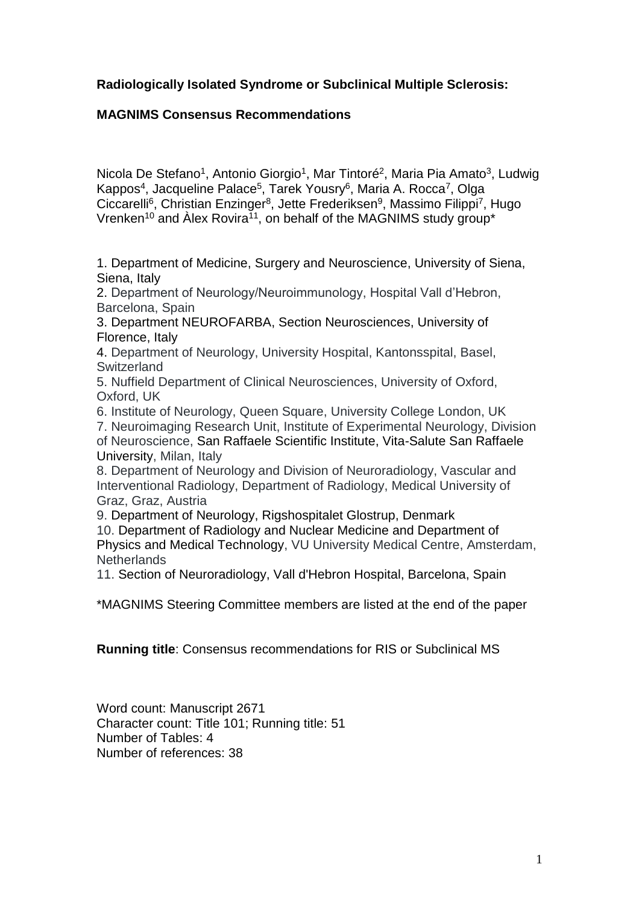**Radiologically Isolated Syndrome or Subclinical Multiple Sclerosis:**

**MAGNIMS Consensus Recommendations**

Nicola De Stefano[1], Antonio Giorgio[1], Mar Tintoré[2], Maria Pia Amato[3], Ludwig Kappos[4], Jacqueline Palace[5], Tarek Yousry[6], Maria A. Rocca[7], Olga Ciccarelli[6], Christian Enzinger[8], Jette Frederiksen[9], Massimo Filippi[7], Hugo Vrenken[10] and Àlex Rovira[11], on behalf of the MAGNIMS study group*

1. Department of Medicine, Surgery and Neuroscience, University of Siena, Siena, Italy
2. Department of Neurology/Neuroimmunology, Hospital Vall d'Hebron, Barcelona, Spain
3. Department NEUROFARBA, Section Neurosciences, University of Florence, Italy
4. Department of Neurology, University Hospital, Kantonsspital, Basel, Switzerland
5. Nuffield Department of Clinical Neurosciences, University of Oxford, Oxford, UK
6. Institute of Neurology, Queen Square, University College London, UK
7. Neuroimaging Research Unit, Institute of Experimental Neurology, Division of Neuroscience, San Raffaele Scientific Institute, Vita-Salute San Raffaele University, Milan, Italy
8. Department of Neurology and Division of Neuroradiology, Vascular and Interventional Radiology, Department of Radiology, Medical University of Graz, Graz, Austria
9. Department of Neurology, Rigshospitalet Glostrup, Denmark
10. Department of Radiology and Nuclear Medicine and Department of Physics and Medical Technology, VU University Medical Centre, Amsterdam, Netherlands
11. Section of Neuroradiology, Vall d'Hebron Hospital, Barcelona, Spain

*MAGNIMS Steering Committee members are listed at the end of the paper

**Running title**: Consensus recommendations for RIS or Subclinical MS

Word count: Manuscript 2671
Character count: Title 101; Running title: 51
Number of Tables: 4
Number of references: 38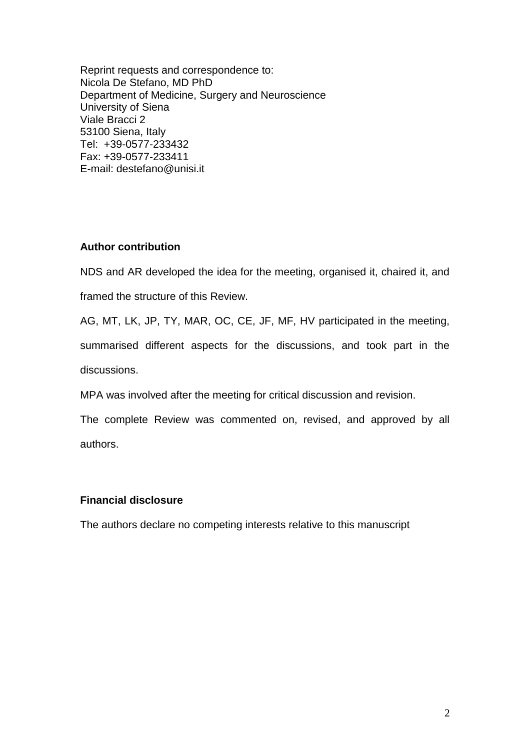Reprint requests and correspondence to:
Nicola De Stefano, MD PhD
Department of Medicine, Surgery and Neuroscience
University of Siena
Viale Bracci 2
53100 Siena, Italy
Tel: +39-0577-233432
Fax: +39-0577-233411
E-mail: destefano@unisi.it

### Author contribution

NDS and AR developed the idea for the meeting, organised it, chaired it, and framed the structure of this Review.

AG, MT, LK, JP, TY, MAR, OC, CE, JF, MF, HV participated in the meeting, summarised different aspects for the discussions, and took part in the discussions.

MPA was involved after the meeting for critical discussion and revision.

The complete Review was commented on, revised, and approved by all authors.

### Financial disclosure

The authors declare no competing interests relative to this manuscript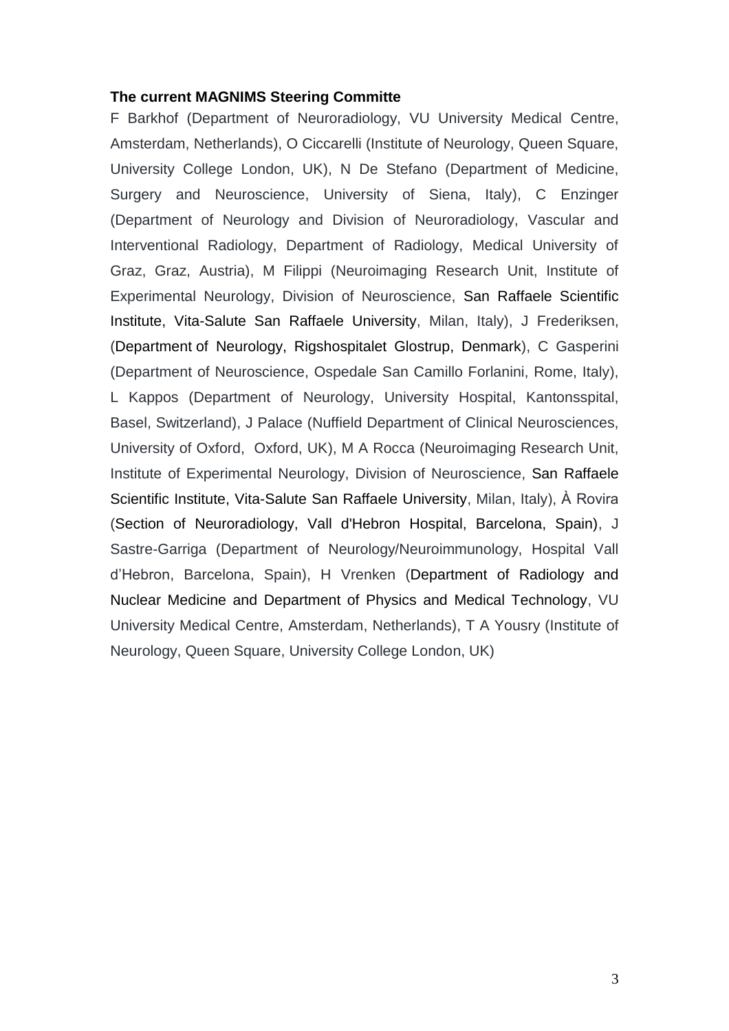**The current MAGNIMS Steering Committe**

F Barkhof (Department of Neuroradiology, VU University Medical Centre, Amsterdam, Netherlands), O Ciccarelli (Institute of Neurology, Queen Square, University College London, UK), N De Stefano (Department of Medicine, Surgery and Neuroscience, University of Siena, Italy), C Enzinger (Department of Neurology and Division of Neuroradiology, Vascular and Interventional Radiology, Department of Radiology, Medical University of Graz, Graz, Austria), M Filippi (Neuroimaging Research Unit, Institute of Experimental Neurology, Division of Neuroscience, San Raffaele Scientific Institute, Vita-Salute San Raffaele University, Milan, Italy), J Frederiksen, (Department of Neurology, Rigshospitalet Glostrup, Denmark), C Gasperini (Department of Neuroscience, Ospedale San Camillo Forlanini, Rome, Italy), L Kappos (Department of Neurology, University Hospital, Kantonsspital, Basel, Switzerland), J Palace (Nuffield Department of Clinical Neurosciences, University of Oxford, Oxford, UK), M A Rocca (Neuroimaging Research Unit, Institute of Experimental Neurology, Division of Neuroscience, San Raffaele Scientific Institute, Vita-Salute San Raffaele University, Milan, Italy), À Rovira (Section of Neuroradiology, Vall d'Hebron Hospital, Barcelona, Spain), J Sastre-Garriga (Department of Neurology/Neuroimmunology, Hospital Vall d'Hebron, Barcelona, Spain), H Vrenken (Department of Radiology and Nuclear Medicine and Department of Physics and Medical Technology, VU University Medical Centre, Amsterdam, Netherlands), T A Yousry (Institute of Neurology, Queen Square, University College London, UK)